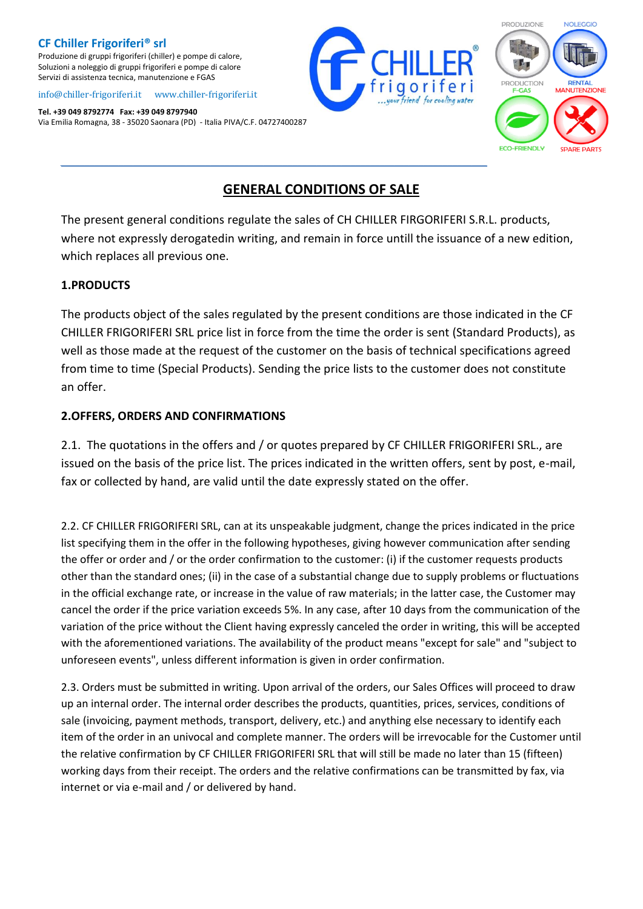**CF Chiller Frigoriferi® srl**
Produzione di gruppi frigoriferi (chiller) e pompe di calore,
Soluzioni a noleggio di gruppi frigoriferi e pompe di calore
Servizi di assistenza tecnica, manutenzione e FGAS

info@chiller-frigoriferi.it www.chiller-frigoriferi.it

**Tel. +39 049 8792774 Fax: +39 049 8797940**
Via Emilia Romagna, 38 - 35020 Saonara (PD) - Italia PIVA/C.F. 04727400287

CHILLER® frigoriferi ...your friend for cooling water

PRODUZIONE NOLEGGIO PRODUCTION F-GAS RENTAL MANUTENZIONE ECO-FRIENDLY SPARE PARTS

# GENERAL CONDITIONS OF SALE

The present general conditions regulate the sales of CH CHILLER FIRGORIFERI S.R.L. products, where not expressly derogatedin writing, and remain in force untill the issuance of a new edition, which replaces all previous one.

## 1.PRODUCTS

The products object of the sales regulated by the present conditions are those indicated in the CF CHILLER FRIGORIFERI SRL price list in force from the time the order is sent (Standard Products), as well as those made at the request of the customer on the basis of technical specifications agreed from time to time (Special Products). Sending the price lists to the customer does not constitute an offer.

## 2.OFFERS, ORDERS AND CONFIRMATIONS

2.1. The quotations in the offers and / or quotes prepared by CF CHILLER FRIGORIFERI SRL., are issued on the basis of the price list. The prices indicated in the written offers, sent by post, e-mail, fax or collected by hand, are valid until the date expressly stated on the offer.

2.2. CF CHILLER FRIGORIFERI SRL, can at its unspeakable judgment, change the prices indicated in the price list specifying them in the offer in the following hypotheses, giving however communication after sending the offer or order and / or the order confirmation to the customer: (i) if the customer requests products other than the standard ones; (ii) in the case of a substantial change due to supply problems or fluctuations in the official exchange rate, or increase in the value of raw materials; in the latter case, the Customer may cancel the order if the price variation exceeds 5%. In any case, after 10 days from the communication of the variation of the price without the Client having expressly canceled the order in writing, this will be accepted with the aforementioned variations. The availability of the product means "except for sale" and "subject to unforeseen events", unless different information is given in order confirmation.

2.3. Orders must be submitted in writing. Upon arrival of the orders, our Sales Offices will proceed to draw up an internal order. The internal order describes the products, quantities, prices, services, conditions of sale (invoicing, payment methods, transport, delivery, etc.) and anything else necessary to identify each item of the order in an univocal and complete manner. The orders will be irrevocable for the Customer until the relative confirmation by CF CHILLER FRIGORIFERI SRL that will still be made no later than 15 (fifteen) working days from their receipt. The orders and the relative confirmations can be transmitted by fax, via internet or via e-mail and / or delivered by hand.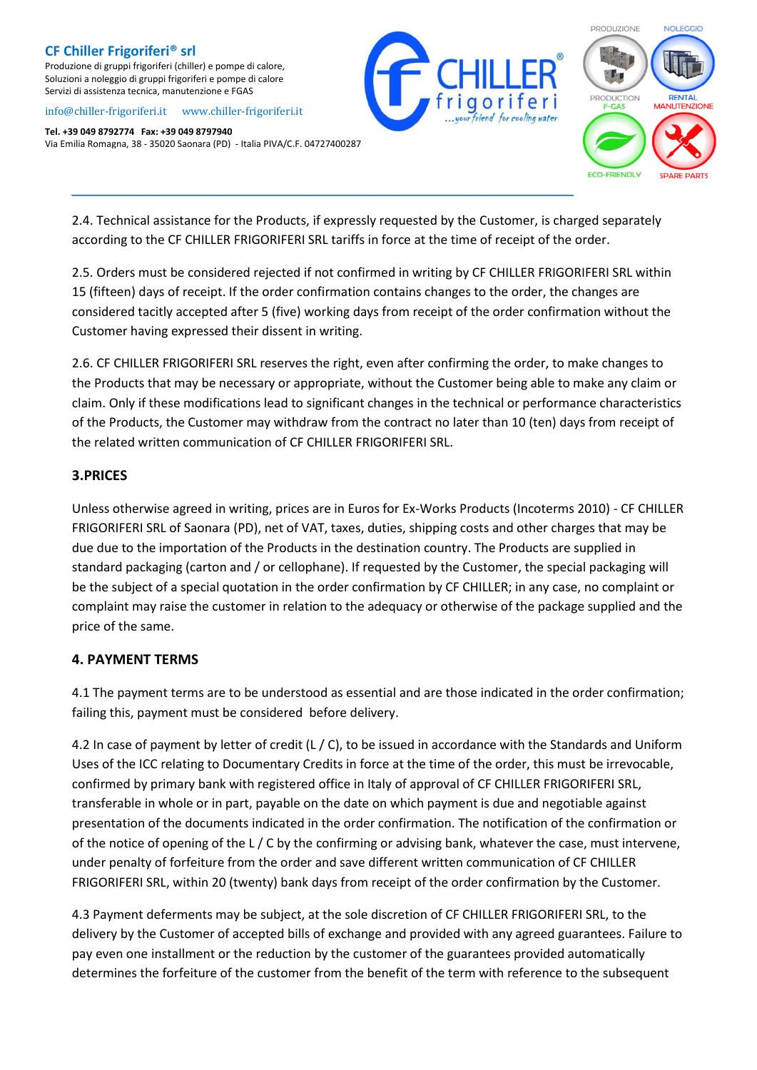2.4. Technical assistance for the Products, if expressly requested by the Customer, is charged separately according to the CF CHILLER FRIGORIFERI SRL tariffs in force at the time of receipt of the order.

2.5. Orders must be considered rejected if not confirmed in writing by CF CHILLER FRIGORIFERI SRL within 15 (fifteen) days of receipt. If the order confirmation contains changes to the order, the changes are considered tacitly accepted after 5 (five) working days from receipt of the order confirmation without the Customer having expressed their dissent in writing.

2.6. CF CHILLER FRIGORIFERI SRL reserves the right, even after confirming the order, to make changes to the Products that may be necessary or appropriate, without the Customer being able to make any claim or claim. Only if these modifications lead to significant changes in the technical or performance characteristics of the Products, the Customer may withdraw from the contract no later than 10 (ten) days from receipt of the related written communication of CF CHILLER FRIGORIFERI SRL.

## 3.PRICES

Unless otherwise agreed in writing, prices are in Euros for Ex-Works Products (Incoterms 2010) - CF CHILLER FRIGORIFERI SRL of Saonara (PD), net of VAT, taxes, duties, shipping costs and other charges that may be due due to the importation of the Products in the destination country. The Products are supplied in standard packaging (carton and / or cellophane). If requested by the Customer, the special packaging will be the subject of a special quotation in the order confirmation by CF CHILLER; in any case, no complaint or complaint may raise the customer in relation to the adequacy or otherwise of the package supplied and the price of the same.

## 4. PAYMENT TERMS

4.1 The payment terms are to be understood as essential and are those indicated in the order confirmation; failing this, payment must be considered before delivery.

4.2 In case of payment by letter of credit (L / C), to be issued in accordance with the Standards and Uniform Uses of the ICC relating to Documentary Credits in force at the time of the order, this must be irrevocable, confirmed by primary bank with registered office in Italy of approval of CF CHILLER FRIGORIFERI SRL, transferable in whole or in part, payable on the date on which payment is due and negotiable against presentation of the documents indicated in the order confirmation. The notification of the confirmation or of the notice of opening of the L / C by the confirming or advising bank, whatever the case, must intervene, under penalty of forfeiture from the order and save different written communication of CF CHILLER FRIGORIFERI SRL, within 20 (twenty) bank days from receipt of the order confirmation by the Customer.

4.3 Payment deferments may be subject, at the sole discretion of CF CHILLER FRIGORIFERI SRL, to the delivery by the Customer of accepted bills of exchange and provided with any agreed guarantees. Failure to pay even one installment or the reduction by the customer of the guarantees provided automatically determines the forfeiture of the customer from the benefit of the term with reference to the subsequent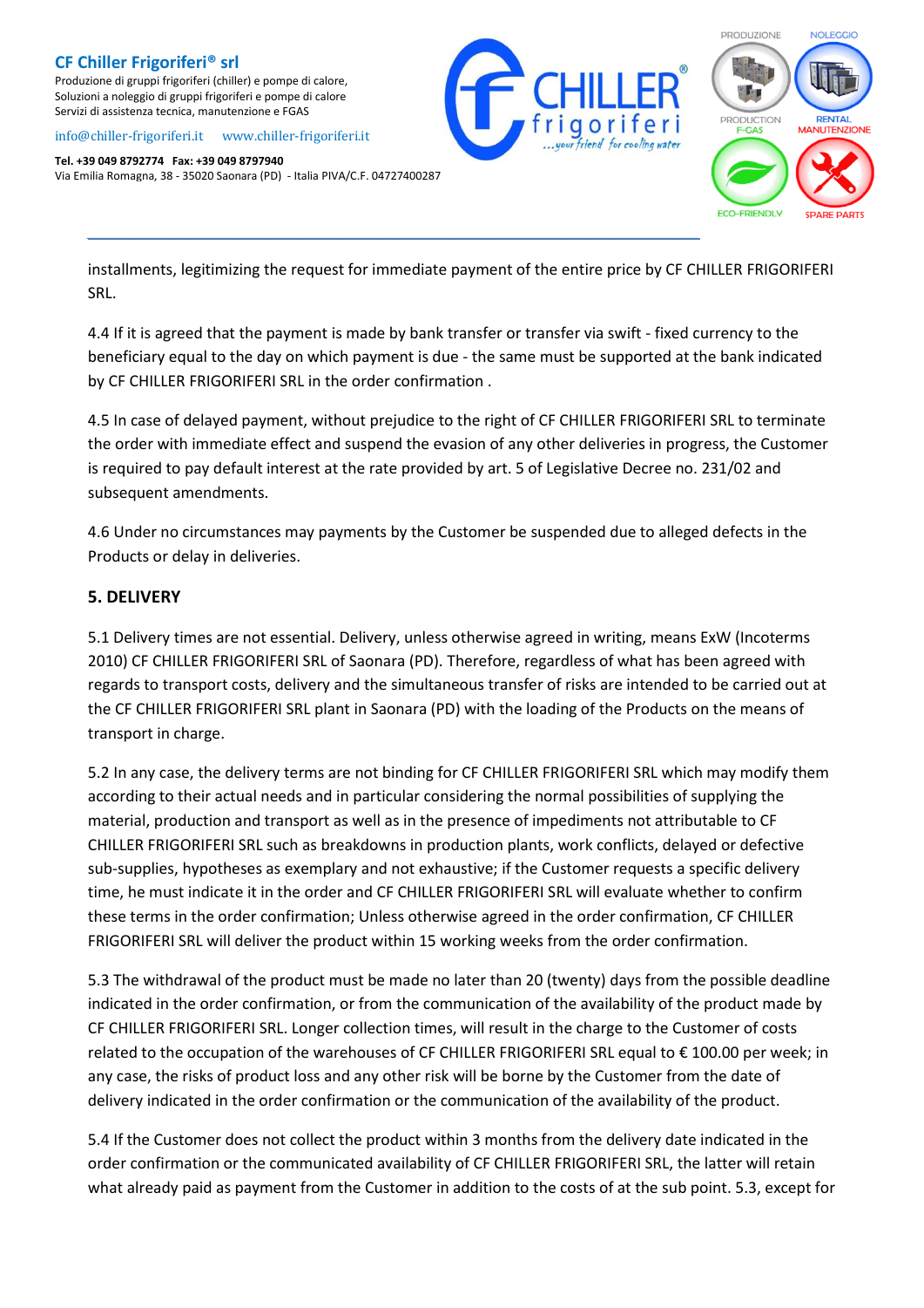installments, legitimizing the request for immediate payment of the entire price by CF CHILLER FRIGORIFERI SRL.

4.4 If it is agreed that the payment is made by bank transfer or transfer via swift - fixed currency to the beneficiary equal to the day on which payment is due - the same must be supported at the bank indicated by CF CHILLER FRIGORIFERI SRL in the order confirmation .

4.5 In case of delayed payment, without prejudice to the right of CF CHILLER FRIGORIFERI SRL to terminate the order with immediate effect and suspend the evasion of any other deliveries in progress, the Customer is required to pay default interest at the rate provided by art. 5 of Legislative Decree no. 231/02 and subsequent amendments.

4.6 Under no circumstances may payments by the Customer be suspended due to alleged defects in the Products or delay in deliveries.

### 5. DELIVERY

5.1 Delivery times are not essential. Delivery, unless otherwise agreed in writing, means ExW (Incoterms 2010) CF CHILLER FRIGORIFERI SRL of Saonara (PD). Therefore, regardless of what has been agreed with regards to transport costs, delivery and the simultaneous transfer of risks are intended to be carried out at the CF CHILLER FRIGORIFERI SRL plant in Saonara (PD) with the loading of the Products on the means of transport in charge.

5.2 In any case, the delivery terms are not binding for CF CHILLER FRIGORIFERI SRL which may modify them according to their actual needs and in particular considering the normal possibilities of supplying the material, production and transport as well as in the presence of impediments not attributable to CF CHILLER FRIGORIFERI SRL such as breakdowns in production plants, work conflicts, delayed or defective sub-supplies, hypotheses as exemplary and not exhaustive; if the Customer requests a specific delivery time, he must indicate it in the order and CF CHILLER FRIGORIFERI SRL will evaluate whether to confirm these terms in the order confirmation; Unless otherwise agreed in the order confirmation, CF CHILLER FRIGORIFERI SRL will deliver the product within 15 working weeks from the order confirmation.

5.3 The withdrawal of the product must be made no later than 20 (twenty) days from the possible deadline indicated in the order confirmation, or from the communication of the availability of the product made by CF CHILLER FRIGORIFERI SRL. Longer collection times, will result in the charge to the Customer of costs related to the occupation of the warehouses of CF CHILLER FRIGORIFERI SRL equal to € 100.00 per week; in any case, the risks of product loss and any other risk will be borne by the Customer from the date of delivery indicated in the order confirmation or the communication of the availability of the product.

5.4 If the Customer does not collect the product within 3 months from the delivery date indicated in the order confirmation or the communicated availability of CF CHILLER FRIGORIFERI SRL, the latter will retain what already paid as payment from the Customer in addition to the costs of at the sub point. 5.3, except for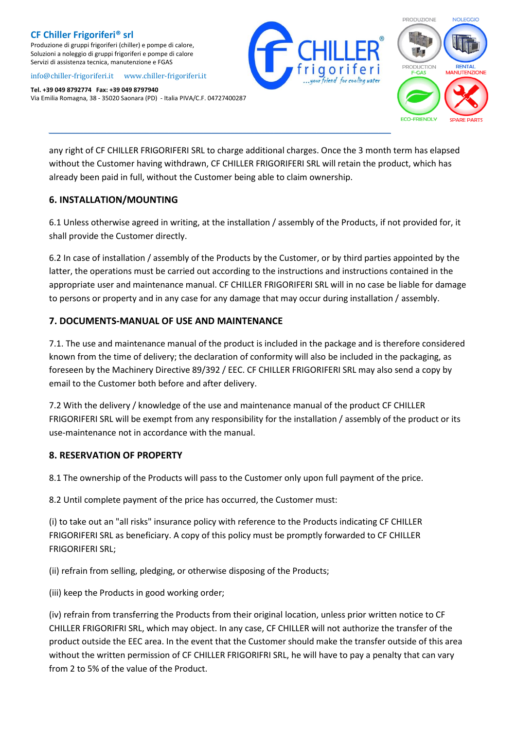any right of CF CHILLER FRIGORIFERI SRL to charge additional charges. Once the 3 month term has elapsed without the Customer having withdrawn, CF CHILLER FRIGORIFERI SRL will retain the product, which has already been paid in full, without the Customer being able to claim ownership.

## 6. INSTALLATION/MOUNTING

6.1 Unless otherwise agreed in writing, at the installation / assembly of the Products, if not provided for, it shall provide the Customer directly.

6.2 In case of installation / assembly of the Products by the Customer, or by third parties appointed by the latter, the operations must be carried out according to the instructions and instructions contained in the appropriate user and maintenance manual. CF CHILLER FRIGORIFERI SRL will in no case be liable for damage to persons or property and in any case for any damage that may occur during installation / assembly.

## 7. DOCUMENTS-MANUAL OF USE AND MAINTENANCE

7.1. The use and maintenance manual of the product is included in the package and is therefore considered known from the time of delivery; the declaration of conformity will also be included in the packaging, as foreseen by the Machinery Directive 89/392 / EEC. CF CHILLER FRIGORIFERI SRL may also send a copy by email to the Customer both before and after delivery.

7.2 With the delivery / knowledge of the use and maintenance manual of the product CF CHILLER FRIGORIFERI SRL will be exempt from any responsibility for the installation / assembly of the product or its use-maintenance not in accordance with the manual.

## 8. RESERVATION OF PROPERTY

8.1 The ownership of the Products will pass to the Customer only upon full payment of the price.

8.2 Until complete payment of the price has occurred, the Customer must:

(i) to take out an "all risks" insurance policy with reference to the Products indicating CF CHILLER FRIGORIFERI SRL as beneficiary. A copy of this policy must be promptly forwarded to CF CHILLER FRIGORIFERI SRL;

(ii) refrain from selling, pledging, or otherwise disposing of the Products;

(iii) keep the Products in good working order;

(iv) refrain from transferring the Products from their original location, unless prior written notice to CF CHILLER FRIGORIFRI SRL, which may object. In any case, CF CHILLER will not authorize the transfer of the product outside the EEC area. In the event that the Customer should make the transfer outside of this area without the written permission of CF CHILLER FRIGORIFRI SRL, he will have to pay a penalty that can vary from 2 to 5% of the value of the Product.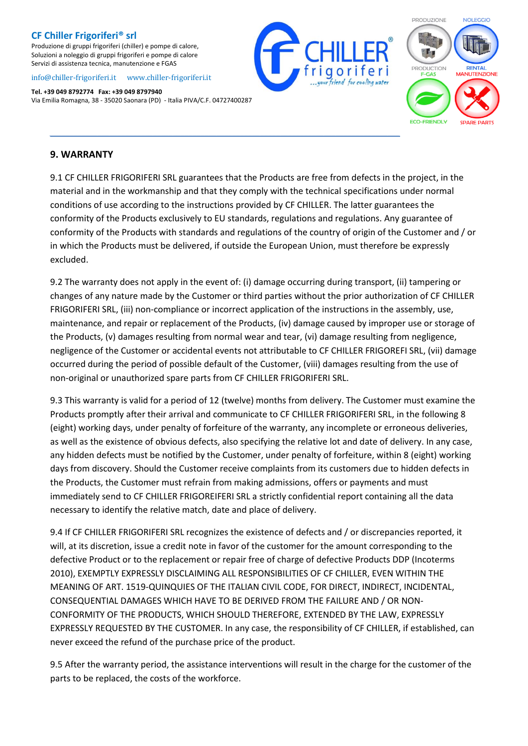## 9. WARRANTY

9.1 CF CHILLER FRIGORIFERI SRL guarantees that the Products are free from defects in the project, in the material and in the workmanship and that they comply with the technical specifications under normal conditions of use according to the instructions provided by CF CHILLER. The latter guarantees the conformity of the Products exclusively to EU standards, regulations and regulations. Any guarantee of conformity of the Products with standards and regulations of the country of origin of the Customer and / or in which the Products must be delivered, if outside the European Union, must therefore be expressly excluded.

9.2 The warranty does not apply in the event of: (i) damage occurring during transport, (ii) tampering or changes of any nature made by the Customer or third parties without the prior authorization of CF CHILLER FRIGORIFERI SRL, (iii) non-compliance or incorrect application of the instructions in the assembly, use, maintenance, and repair or replacement of the Products, (iv) damage caused by improper use or storage of the Products, (v) damages resulting from normal wear and tear, (vi) damage resulting from negligence, negligence of the Customer or accidental events not attributable to CF CHILLER FRIGOREFI SRL, (vii) damage occurred during the period of possible default of the Customer, (viii) damages resulting from the use of non-original or unauthorized spare parts from CF CHILLER FRIGORIFERI SRL.

9.3 This warranty is valid for a period of 12 (twelve) months from delivery. The Customer must examine the Products promptly after their arrival and communicate to CF CHILLER FRIGORIFERI SRL, in the following 8 (eight) working days, under penalty of forfeiture of the warranty, any incomplete or erroneous deliveries, as well as the existence of obvious defects, also specifying the relative lot and date of delivery. In any case, any hidden defects must be notified by the Customer, under penalty of forfeiture, within 8 (eight) working days from discovery. Should the Customer receive complaints from its customers due to hidden defects in the Products, the Customer must refrain from making admissions, offers or payments and must immediately send to CF CHILLER FRIGOREIFERI SRL a strictly confidential report containing all the data necessary to identify the relative match, date and place of delivery.

9.4 If CF CHILLER FRIGORIFERI SRL recognizes the existence of defects and / or discrepancies reported, it will, at its discretion, issue a credit note in favor of the customer for the amount corresponding to the defective Product or to the replacement or repair free of charge of defective Products DDP (Incoterms 2010), EXEMPTLY EXPRESSLY DISCLAIMING ALL RESPONSIBILITIES OF CF CHILLER, EVEN WITHIN THE MEANING OF ART. 1519-QUINQUIES OF THE ITALIAN CIVIL CODE, FOR DIRECT, INDIRECT, INCIDENTAL, CONSEQUENTIAL DAMAGES WHICH HAVE TO BE DERIVED FROM THE FAILURE AND / OR NON-CONFORMITY OF THE PRODUCTS, WHICH SHOULD THEREFORE, EXTENDED BY THE LAW, EXPRESSLY EXPRESSLY REQUESTED BY THE CUSTOMER. In any case, the responsibility of CF CHILLER, if established, can never exceed the refund of the purchase price of the product.

9.5 After the warranty period, the assistance interventions will result in the charge for the customer of the parts to be replaced, the costs of the workforce.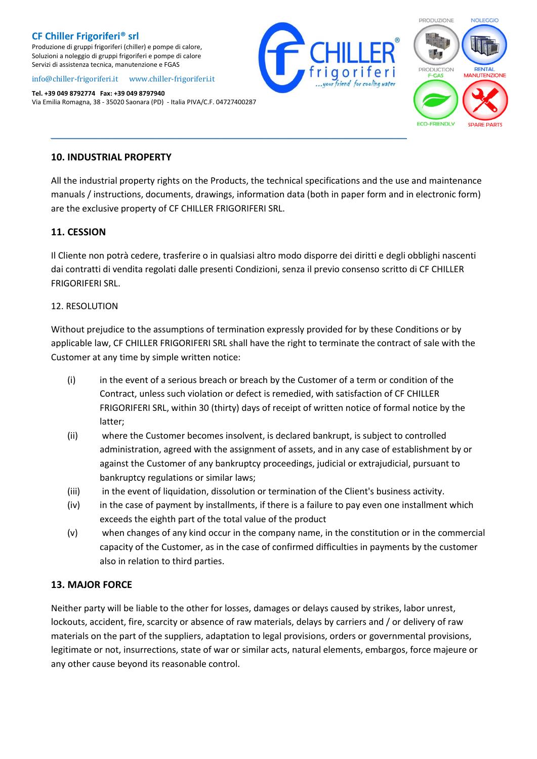## 10. INDUSTRIAL PROPERTY

All the industrial property rights on the Products, the technical specifications and the use and maintenance manuals / instructions, documents, drawings, information data (both in paper form and in electronic form) are the exclusive property of CF CHILLER FRIGORIFERI SRL.

## 11. CESSION

Il Cliente non potrà cedere, trasferire o in qualsiasi altro modo disporre dei diritti e degli obblighi nascenti dai contratti di vendita regolati dalle presenti Condizioni, senza il previo consenso scritto di CF CHILLER FRIGORIFERI SRL.

12. RESOLUTION

Without prejudice to the assumptions of termination expressly provided for by these Conditions or by applicable law, CF CHILLER FRIGORIFERI SRL shall have the right to terminate the contract of sale with the Customer at any time by simple written notice:

(i) in the event of a serious breach or breach by the Customer of a term or condition of the Contract, unless such violation or defect is remedied, with satisfaction of CF CHILLER FRIGORIFERI SRL, within 30 (thirty) days of receipt of written notice of formal notice by the latter;

(ii) where the Customer becomes insolvent, is declared bankrupt, is subject to controlled administration, agreed with the assignment of assets, and in any case of establishment by or against the Customer of any bankruptcy proceedings, judicial or extrajudicial, pursuant to bankruptcy regulations or similar laws;

(iii) in the event of liquidation, dissolution or termination of the Client's business activity.

(iv) in the case of payment by installments, if there is a failure to pay even one installment which exceeds the eighth part of the total value of the product

(v) when changes of any kind occur in the company name, in the constitution or in the commercial capacity of the Customer, as in the case of confirmed difficulties in payments by the customer also in relation to third parties.

## 13. MAJOR FORCE

Neither party will be liable to the other for losses, damages or delays caused by strikes, labor unrest, lockouts, accident, fire, scarcity or absence of raw materials, delays by carriers and / or delivery of raw materials on the part of the suppliers, adaptation to legal provisions, orders or governmental provisions, legitimate or not, insurrections, state of war or similar acts, natural elements, embargos, force majeure or any other cause beyond its reasonable control.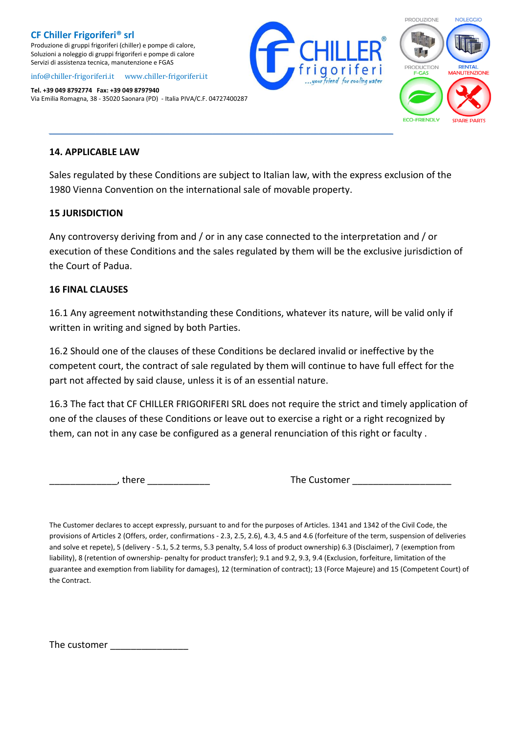## 14. APPLICABLE LAW

Sales regulated by these Conditions are subject to Italian law, with the express exclusion of the 1980 Vienna Convention on the international sale of movable property.

## 15 JURISDICTION

Any controversy deriving from and / or in any case connected to the interpretation and / or execution of these Conditions and the sales regulated by them will be the exclusive jurisdiction of the Court of Padua.

## 16 FINAL CLAUSES

16.1 Any agreement notwithstanding these Conditions, whatever its nature, will be valid only if written in writing and signed by both Parties.

16.2 Should one of the clauses of these Conditions be declared invalid or ineffective by the competent court, the contract of sale regulated by them will continue to have full effect for the part not affected by said clause, unless it is of an essential nature.

16.3 The fact that CF CHILLER FRIGORIFERI SRL does not require the strict and timely application of one of the clauses of these Conditions or leave out to exercise a right or a right recognized by them, can not in any case be configured as a general renunciation of this right or faculty .

_____________, there ____________ The Customer ___________________

The Customer declares to accept expressly, pursuant to and for the purposes of Articles. 1341 and 1342 of the Civil Code, the provisions of Articles 2 (Offers, order, confirmations - 2.3, 2.5, 2.6), 4.3, 4.5 and 4.6 (forfeiture of the term, suspension of deliveries and solve et repete), 5 (delivery - 5.1, 5.2 terms, 5.3 penalty, 5.4 loss of product ownership) 6.3 (Disclaimer), 7 (exemption from liability), 8 (retention of ownership- penalty for product transfer); 9.1 and 9.2, 9.3, 9.4 (Exclusion, forfeiture, limitation of the guarantee and exemption from liability for damages), 12 (termination of contract); 13 (Force Majeure) and 15 (Competent Court) of the Contract.

The customer _______________